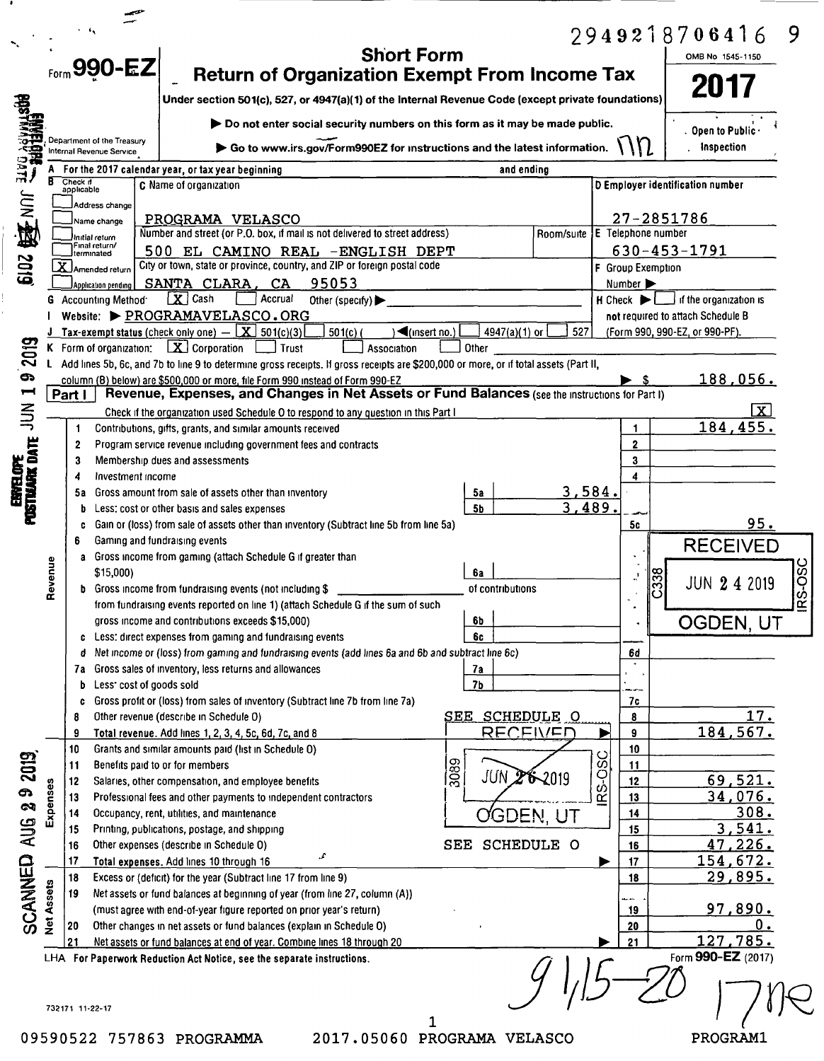2949218706416 9

# Form 990-EZ

## Short Form Return of Organization Exempt From Income Tax

Under section 501(c), 527, or 4947(a)(1) of the Internal Revenue Code (except private foundations)

▶ Do not enter social security numbers on this form as it may be made public.

▶ Go to www.irs.gov/Form990EZ for instructions and the latest information.

Department of the Treasury Internal Revenue Service

OMB No 1545-1150

**2017**

Open to Public Inspection

A For the 2017 calendar year, or tax year beginning and ending

| B Check if applicable | C Name of organization | D Employer identification number |
|---|---|---|
| Address change | PROGRAMA VELASCO | 27-2851786 |
| Name change | Number and street (or P.O. box, if mail is not delivered to street address) Room/suite | E Telephone number |
| Initial return | 500 EL CAMINO REAL -ENGLISH DEPT | 630-453-1791 |
| Final return/terminated | City or town, state or province, country, and ZIP or foreign postal code | F Group Exemption Number ▶ |
| [X] Amended return | SANTA CLARA, CA 95053 | |
| Application pending | | |

G Accounting Method: [X] Cash [ ] Accrual Other (specify) ▶

H Check ▶ [ ] if the organization is not required to attach Schedule B (Form 990, 990-EZ, or 990-PF).

I Website: ▶ PROGRAMAVELASCO.ORG

J Tax-exempt status (check only one) — [X] 501(c)(3) [ ] 501(c) ( ) ◀(insert no.) [ ] 4947(a)(1) or [ ] 527

K Form of organization: [X] Corporation [ ] Trust [ ] Association [ ] Other

L Add lines 5b, 6c, and 7b to line 9 to determine gross receipts. If gross receipts are $200,000 or more, or if total assets (Part II, column (B) below) are $500,000 or more, file Form 990 instead of Form 990-EZ ▶ $ 188,056.

## Part I Revenue, Expenses, and Changes in Net Assets or Fund Balances (see the instructions for Part I)

Check if the organization used Schedule O to respond to any question in this Part I [X]

| | Line | Description | | | | Amount |
|---|---|---|---|---|---|---|
| Revenue | 1 | Contributions, gifts, grants, and similar amounts received | | | 1 | 184,455. |
| | 2 | Program service revenue including government fees and contracts | | | 2 | |
| | 3 | Membership dues and assessments | | | 3 | |
| | 4 | Investment income | | | 4 | |
| | 5a | Gross amount from sale of assets other than inventory | 5a | 3,584. | | |
| | b | Less: cost or other basis and sales expenses | 5b | 3,489. | | |
| | c | Gain or (loss) from sale of assets other than inventory (Subtract line 5b from line 5a) | | | 5c | 95. |
| | 6 | Gaming and fundraising events | | | | |
| | a | Gross income from gaming (attach Schedule G if greater than $15,000) | 6a | | | |
| | b | Gross income from fundraising events (not including $ of contributions from fundraising events reported on line 1) (attach Schedule G if the sum of such gross income and contributions exceeds $15,000) | 6b | | | |
| | c | Less: direct expenses from gaming and fundraising events | 6c | | | |
| | d | Net income or (loss) from gaming and fundraising events (add lines 6a and 6b and subtract line 6c) | | | 6d | |
| | 7a | Gross sales of inventory, less returns and allowances | 7a | | | |
| | b | Less: cost of goods sold | 7b | | | |
| | c | Gross profit or (loss) from sales of inventory (Subtract line 7b from line 7a) | | | 7c | |
| | 8 | Other revenue (describe in Schedule O) SEE SCHEDULE O | | | 8 | 17. |
| | 9 | Total revenue. Add lines 1, 2, 3, 4, 5c, 6d, 7c, and 8 ▶ | | | 9 | 184,567. |
| Expenses | 10 | Grants and similar amounts paid (list in Schedule O) | | | 10 | |
| | 11 | Benefits paid to or for members | | | 11 | |
| | 12 | Salaries, other compensation, and employee benefits | | | 12 | 69,521. |
| | 13 | Professional fees and other payments to independent contractors | | | 13 | 34,076. |
| | 14 | Occupancy, rent, utilities, and maintenance | | | 14 | 308. |
| | 15 | Printing, publications, postage, and shipping | | | 15 | 3,541. |
| | 16 | Other expenses (describe in Schedule O) SEE SCHEDULE O | | | 16 | 47,226. |
| | 17 | Total expenses. Add lines 10 through 16 ▶ | | | 17 | 154,672. |
| Net Assets | 18 | Excess or (deficit) for the year (Subtract line 17 from line 9) | | | 18 | 29,895. |
| | 19 | Net assets or fund balances at beginning of year (from line 27, column (A)) (must agree with end-of-year figure reported on prior year's return) | | | 19 | 97,890. |
| | 20 | Other changes in net assets or fund balances (explain in Schedule O) | | | 20 | 0. |
| | 21 | Net assets or fund balances at end of year. Combine lines 18 through 20 ▶ | | | 21 | 127,785. |

LHA For Paperwork Reduction Act Notice, see the separate instructions.

Form 990-EZ (2017)

RECEIVED JUN 24 2019 OGDEN, UT

RECEIVED JUN 26 2019 OGDEN, UT

SCANNED AUG 29 2019

ENVELOPE POSTMARK DATE JUN 19 2019

732171 11-22-17

09590522 757863 PROGRAMMA 2017.05060 PROGRAMA VELASCO PROGRAM1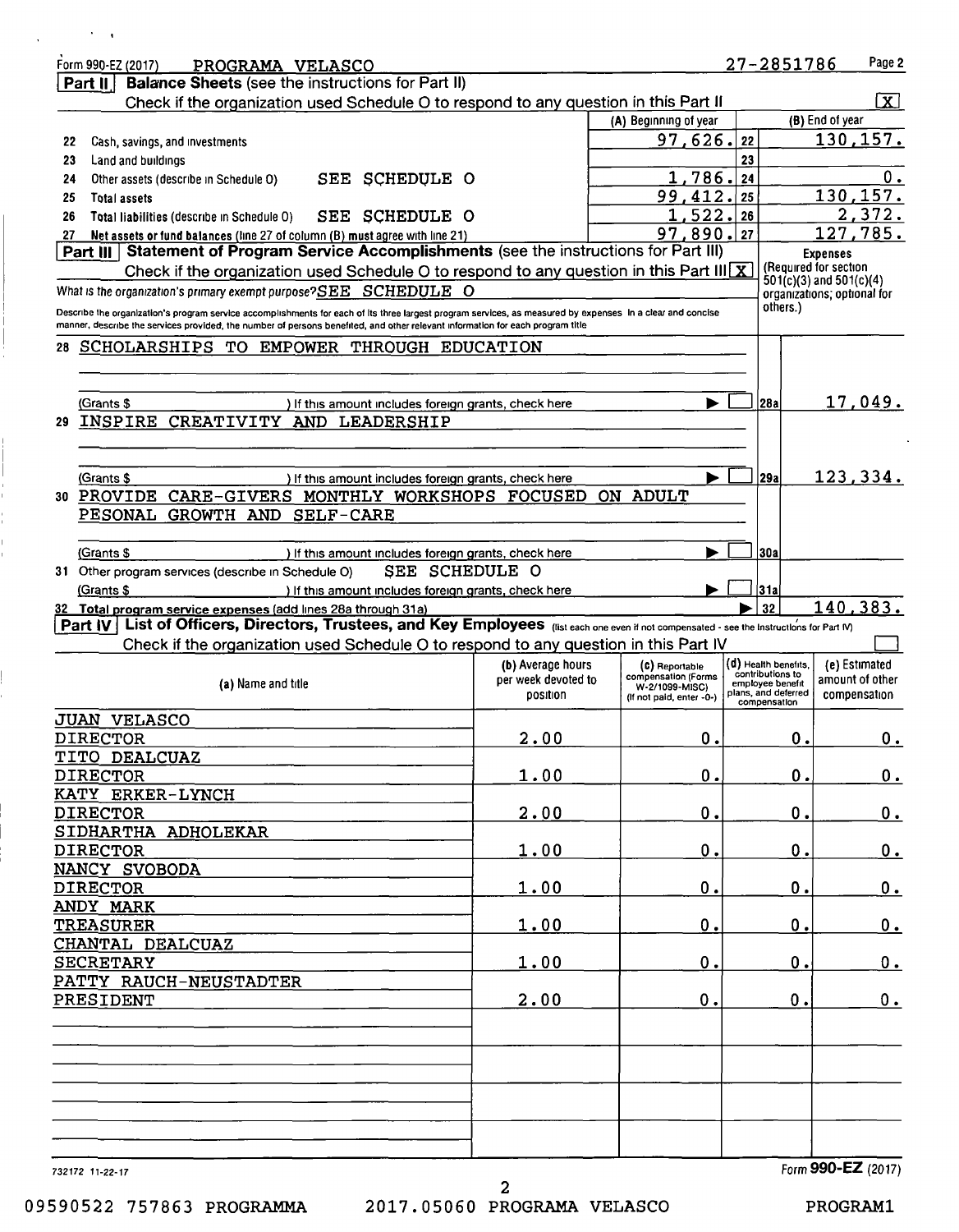Form 990-EZ (2017) PROGRAMA VELASCO 27-2851786 Page 2

## Part II Balance Sheets (see the instructions for Part II)

Check if the organization used Schedule O to respond to any question in this Part II [X]

| | | (A) Beginning of year | | (B) End of year |
|---|---|---|---|---|
| 22 | Cash, savings, and investments | 97,626. | 22 | 130,157. |
| 23 | Land and buildings | | 23 | |
| 24 | Other assets (describe in Schedule O) SEE SCHEDULE O | 1,786. | 24 | 0. |
| 25 | Total assets | 99,412. | 25 | 130,157. |
| 26 | Total liabilities (describe in Schedule O) SEE SCHEDULE O | 1,522. | 26 | 2,372. |
| 27 | Net assets or fund balances (line 27 of column (B) must agree with line 21) | 97,890. | 27 | 127,785. |

## Part III Statement of Program Service Accomplishments (see the instructions for Part III)

Check if the organization used Schedule O to respond to any question in this Part III [X]

**Expenses** (Required for section 501(c)(3) and 501(c)(4) organizations; optional for others.)

What is the organization's primary exempt purpose? SEE SCHEDULE O

Describe the organization's program service accomplishments for each of its three largest program services, as measured by expenses. In a clear and concise manner, describe the services provided, the number of persons benefited, and other relevant information for each program title.

| | | | |
|---|---|---|---|
| 28 | SCHOLARSHIPS TO EMPOWER THROUGH EDUCATION<br>(Grants $ ) If this amount includes foreign grants, check here [ ] | 28a | 17,049. |
| 29 | INSPIRE CREATIVITY AND LEADERSHIP<br>(Grants $ ) If this amount includes foreign grants, check here [ ] | 29a | 123,334. |
| 30 | PROVIDE CARE-GIVERS MONTHLY WORKSHOPS FOCUSED ON ADULT PESONAL GROWTH AND SELF-CARE<br>(Grants $ ) If this amount includes foreign grants, check here [ ] | 30a | |
| 31 | Other program services (describe in Schedule O) SEE SCHEDULE O<br>(Grants $ ) If this amount includes foreign grants, check here [ ] | 31a | |
| 32 | Total program service expenses (add lines 28a through 31a) | 32 | 140,383. |

## Part IV List of Officers, Directors, Trustees, and Key Employees (list each one even if not compensated - see the instructions for Part IV)

Check if the organization used Schedule O to respond to any question in this Part IV [ ]

| (a) Name and title | (b) Average hours per week devoted to position | (c) Reportable compensation (Forms W-2/1099-MISC) (if not paid, enter -0-) | (d) Health benefits, contributions to employee benefit plans, and deferred compensation | (e) Estimated amount of other compensation |
|---|---|---|---|---|
| JUAN VELASCO<br>DIRECTOR | 2.00 | 0. | 0. | 0. |
| TITO DEALCUAZ<br>DIRECTOR | 1.00 | 0. | 0. | 0. |
| KATY ERKER-LYNCH<br>DIRECTOR | 2.00 | 0. | 0. | 0. |
| SIDHARTHA ADHOLEKAR<br>DIRECTOR | 1.00 | 0. | 0. | 0. |
| NANCY SVOBODA<br>DIRECTOR | 1.00 | 0. | 0. | 0. |
| ANDY MARK<br>TREASURER | 1.00 | 0. | 0. | 0. |
| CHANTAL DEALCUAZ<br>SECRETARY | 1.00 | 0. | 0. | 0. |
| PATTY RAUCH-NEUSTADTER<br>PRESIDENT | 2.00 | 0. | 0. | 0. |

732172 11-22-17 Form **990-EZ** (2017)

09590522 757863 PROGRAMMA 2017.05060 PROGRAMA VELASCO PROGRAM1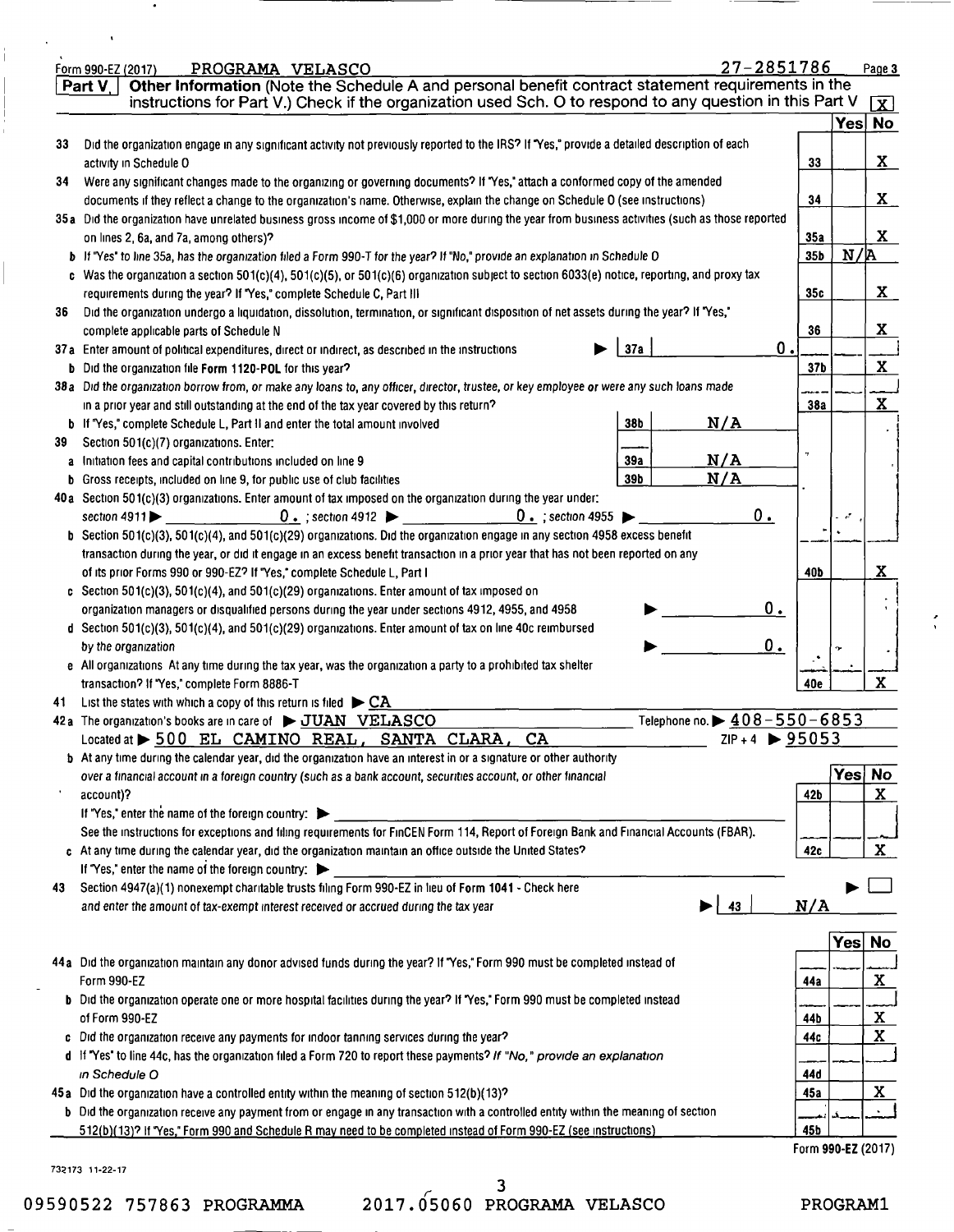Form 990-EZ (2017) PROGRAMA VELASCO 27-2851786 Page 3

**Part V | Other Information** (Note the Schedule A and personal benefit contract statement requirements in the instructions for Part V.) Check if the organization used Sch. O to respond to any question in this Part V [X]

| | | | Yes | No |
|---|---|---|---|---|
| 33 | Did the organization engage in any significant activity not previously reported to the IRS? If "Yes," provide a detailed description of each activity in Schedule O | 33 | | X |
| 34 | Were any significant changes made to the organizing or governing documents? If "Yes," attach a conformed copy of the amended documents if they reflect a change to the organization's name. Otherwise, explain the change on Schedule O (see instructions) | 34 | | X |
| 35a | Did the organization have unrelated business gross income of $1,000 or more during the year from business activities (such as those reported on lines 2, 6a, and 7a, among others)? | 35a | | X |
| b | If "Yes" to line 35a, has the organization filed a Form 990-T for the year? If "No," provide an explanation in Schedule O | 35b | N/A | |
| c | Was the organization a section 501(c)(4), 501(c)(5), or 501(c)(6) organization subject to section 6033(e) notice, reporting, and proxy tax requirements during the year? If "Yes," complete Schedule C, Part III | 35c | | X |
| 36 | Did the organization undergo a liquidation, dissolution, termination, or significant disposition of net assets during the year? If "Yes," complete applicable parts of Schedule N | 36 | | X |
| 37a | Enter amount of political expenditures, direct or indirect, as described in the instructions ▶ 37a 0. | | | |
| b | Did the organization file Form 1120-POL for this year? | 37b | | X |
| 38a | Did the organization borrow from, or make any loans to, any officer, director, trustee, or key employee or were any such loans made in a prior year and still outstanding at the end of the tax year covered by this return? | 38a | | X |
| b | If "Yes," complete Schedule L, Part II and enter the total amount involved 38b N/A | | | |
| 39 | Section 501(c)(7) organizations. Enter: | | | |
| a | Initiation fees and capital contributions included on line 9 39a N/A | | | |
| b | Gross receipts, included on line 9, for public use of club facilities 39b N/A | | | |
| 40a | Section 501(c)(3) organizations. Enter amount of tax imposed on the organization during the year under: section 4911 ▶ 0. ; section 4912 ▶ 0. ; section 4955 ▶ 0. | | | |
| b | Section 501(c)(3), 501(c)(4), and 501(c)(29) organizations. Did the organization engage in any section 4958 excess benefit transaction during the year, or did it engage in an excess benefit transaction in a prior year that has not been reported on any of its prior Forms 990 or 990-EZ? If "Yes," complete Schedule L, Part I | 40b | | X |
| c | Section 501(c)(3), 501(c)(4), and 501(c)(29) organizations. Enter amount of tax imposed on organization managers or disqualified persons during the year under sections 4912, 4955, and 4958 ▶ 0. | | | |
| d | Section 501(c)(3), 501(c)(4), and 501(c)(29) organizations. Enter amount of tax on line 40c reimbursed by the organization ▶ 0. | | | |
| e | All organizations. At any time during the tax year, was the organization a party to a prohibited tax shelter transaction? If "Yes," complete Form 8886-T | 40e | | X |

41 List the states with which a copy of this return is filed ▶ CA

42a The organization's books are in care of ▶ JUAN VELASCO Telephone no. ▶ 408-550-6853
Located at ▶ 500 EL CAMINO REAL, SANTA CLARA, CA ZIP + 4 ▶ 95053

| | | | Yes | No |
|---|---|---|---|---|
| b | At any time during the calendar year, did the organization have an interest in or a signature or other authority over a financial account in a foreign country (such as a bank account, securities account, or other financial account)? If "Yes," enter the name of the foreign country: ▶ See the instructions for exceptions and filing requirements for FinCEN Form 114, Report of Foreign Bank and Financial Accounts (FBAR). | 42b | | X |
| c | At any time during the calendar year, did the organization maintain an office outside the United States? If "Yes," enter the name of the foreign country: ▶ | 42c | | X |

43 Section 4947(a)(1) nonexempt charitable trusts filing Form 990-EZ in lieu of Form 1041 - Check here ▶ [ ]
and enter the amount of tax-exempt interest received or accrued during the tax year ▶ 43 N/A

| | | | Yes | No |
|---|---|---|---|---|
| 44a | Did the organization maintain any donor advised funds during the year? If "Yes," Form 990 must be completed instead of Form 990-EZ | 44a | | X |
| b | Did the organization operate one or more hospital facilities during the year? If "Yes," Form 990 must be completed instead of Form 990-EZ | 44b | | X |
| c | Did the organization receive any payments for indoor tanning services during the year? | 44c | | X |
| d | If "Yes" to line 44c, has the organization filed a Form 720 to report these payments? If "No," provide an explanation in Schedule O | 44d | | |
| 45a | Did the organization have a controlled entity within the meaning of section 512(b)(13)? | 45a | | X |
| b | Did the organization receive any payment from or engage in any transaction with a controlled entity within the meaning of section 512(b)(13)? If "Yes," Form 990 and Schedule R may need to be completed instead of Form 990-EZ (see instructions) | 45b | | |

Form 990-EZ (2017)

732173 11-22-17

09590522 757863 PROGRAMMA 2017.05060 PROGRAMA VELASCO PROGRAM1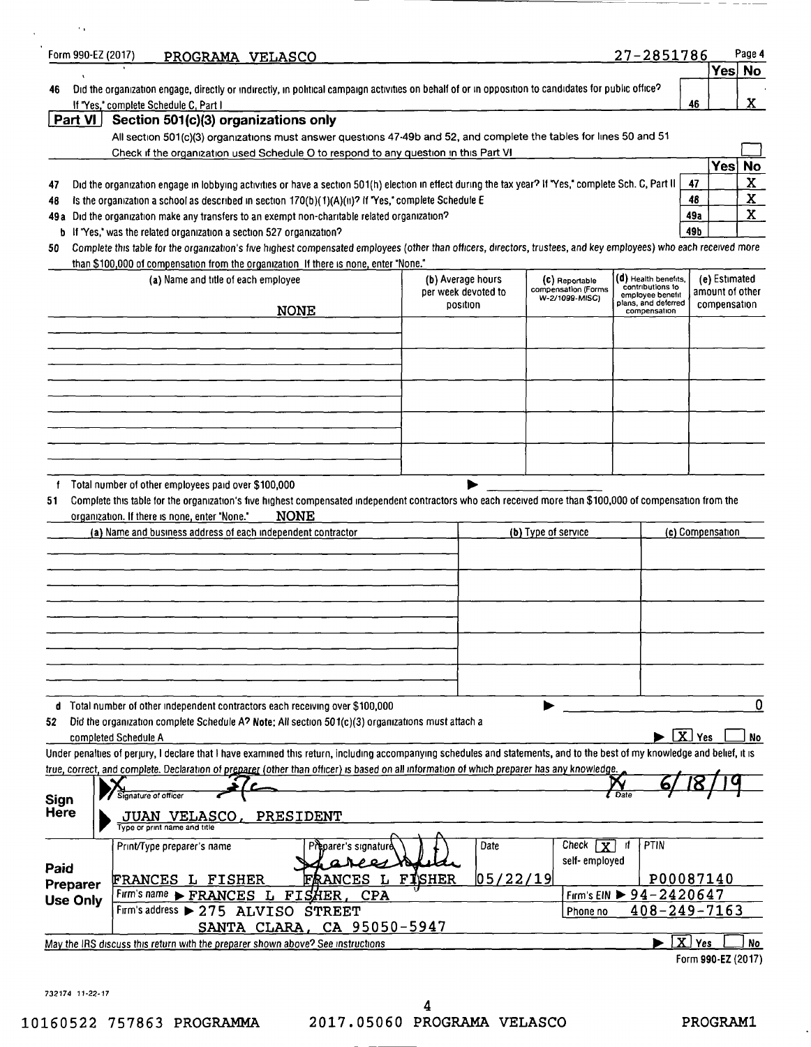Form 990-EZ (2017) PROGRAMA VELASCO 27-2851786 Page 4

| | | | Yes | No |
|---|---|---|---|---|
| 46 | Did the organization engage, directly or indirectly, in political campaign activities on behalf of or in opposition to candidates for public office? If "Yes," complete Schedule C, Part I | 46 | | X |

## Part VI Section 501(c)(3) organizations only

All section 501(c)(3) organizations must answer questions 47-49b and 52, and complete the tables for lines 50 and 51

Check if the organization used Schedule O to respond to any question in this Part VI ☐

| | | | Yes | No |
|---|---|---|---|---|
| 47 | Did the organization engage in lobbying activities or have a section 501(h) election in effect during the tax year? If "Yes," complete Sch. C, Part II | 47 | | X |
| 48 | Is the organization a school as described in section 170(b)(1)(A)(ii)? If "Yes," complete Schedule E | 48 | | X |
| 49a | Did the organization make any transfers to an exempt non-charitable related organization? | 49a | | X |
| b | If "Yes," was the related organization a section 527 organization? | 49b | | |

50 Complete this table for the organization's five highest compensated employees (other than officers, directors, trustees, and key employees) who each received more than $100,000 of compensation from the organization If there is none, enter "None."

| (a) Name and title of each employee | (b) Average hours per week devoted to position | (c) Reportable compensation (Forms W-2/1099-MISC) | (d) Health benefits, contributions to employee benefit plans, and deferred compensation | (e) Estimated amount of other compensation |
|---|---|---|---|---|
| NONE | | | | |
| | | | | |
| | | | | |
| | | | | |
| | | | | |

f Total number of other employees paid over $100,000 ▶

51 Complete this table for the organization's five highest compensated independent contractors who each received more than $100,000 of compensation from the organization. If there is none, enter "None." NONE

| (a) Name and business address of each independent contractor | (b) Type of service | (c) Compensation |
|---|---|---|
| | | |
| | | |
| | | |
| | | |
| | | |

d Total number of other independent contractors each receiving over $100,000 ▶ 0

52 Did the organization complete Schedule A? Note: All section 501(c)(3) organizations must attach a completed Schedule A ▶ [X] Yes ☐ No

Under penalties of perjury, I declare that I have examined this return, including accompanying schedules and statements, and to the best of my knowledge and belief, it is true, correct, and complete. Declaration of preparer (other than officer) is based on all information of which preparer has any knowledge.

**Sign Here**

Signature of officer — Date 6/18/19

JUAN VELASCO, PRESIDENT
Type or print name and title

**Paid Preparer Use Only**

| Print/Type preparer's name | Preparer's signature | Date | Check [X] if self-employed | PTIN |
|---|---|---|---|---|
| FRANCES L FISHER | FRANCES L FISHER | 05/22/19 | | P00087140 |
| Firm's name ▶ FRANCES L FISHER, CPA | | | Firm's EIN ▶ 94-2420647 | |
| Firm's address ▶ 275 ALVISO STREET SANTA CLARA, CA 95050-5947 | | | Phone no | 408-249-7163 |

May the IRS discuss this return with the preparer shown above? See instructions ▶ [X] Yes ☐ No

Form 990-EZ (2017)

732174 11-22-17

10160522 757863 PROGRAMMA 2017.05060 PROGRAMA VELASCO PROGRAM1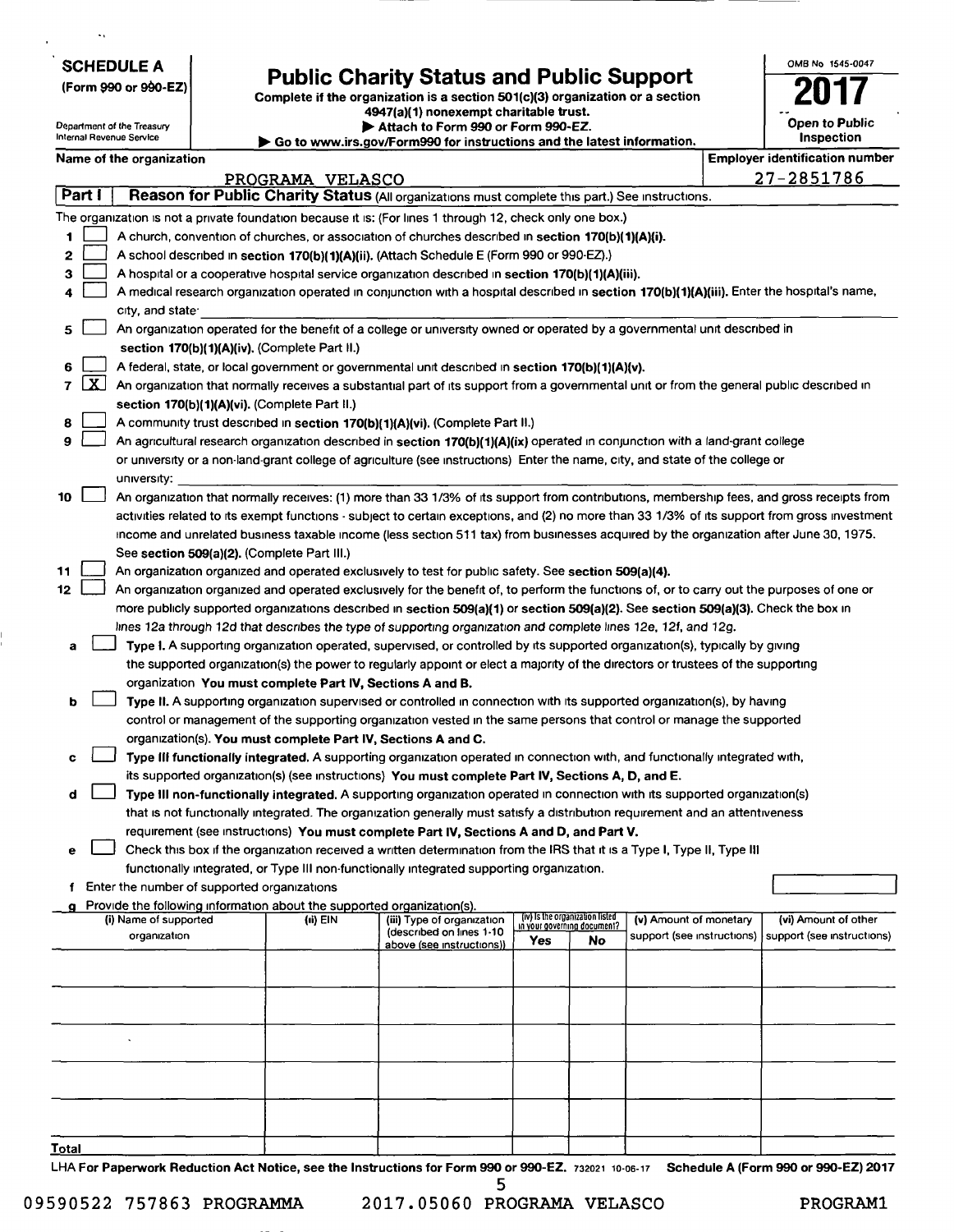**SCHEDULE A**
**(Form 990 or 990-EZ)**

Department of the Treasury
Internal Revenue Service

# Public Charity Status and Public Support

**Complete if the organization is a section 501(c)(3) organization or a section 4947(a)(1) nonexempt charitable trust.**
**▶ Attach to Form 990 or Form 990-EZ.**
**▶ Go to www.irs.gov/Form990 for instructions and the latest information.**

OMB No 1545-0047
**2017**
**Open to Public Inspection**

**Name of the organization:** PROGRAMA VELASCO
**Employer identification number:** 27-2851786

## Part I — Reason for Public Charity Status (All organizations must complete this part.) See instructions.

The organization is not a private foundation because it is: (For lines 1 through 12, check only one box.)

1. [ ] A church, convention of churches, or association of churches described in **section 170(b)(1)(A)(i).**
2. [ ] A school described in **section 170(b)(1)(A)(ii).** (Attach Schedule E (Form 990 or 990-EZ).)
3. [ ] A hospital or a cooperative hospital service organization described in **section 170(b)(1)(A)(iii).**
4. [ ] A medical research organization operated in conjunction with a hospital described in **section 170(b)(1)(A)(iii).** Enter the hospital's name, city, and state: ______
5. [ ] An organization operated for the benefit of a college or university owned or operated by a governmental unit described in **section 170(b)(1)(A)(iv).** (Complete Part II.)
6. [ ] A federal, state, or local government or governmental unit described in **section 170(b)(1)(A)(v).**
7. [X] An organization that normally receives a substantial part of its support from a governmental unit or from the general public described in **section 170(b)(1)(A)(vi).** (Complete Part II.)
8. [ ] A community trust described in **section 170(b)(1)(A)(vi).** (Complete Part II.)
9. [ ] An agricultural research organization described in **section 170(b)(1)(A)(ix)** operated in conjunction with a land-grant college or university or a non-land-grant college of agriculture (see instructions). Enter the name, city, and state of the college or university: ______
10. [ ] An organization that normally receives: (1) more than 33 1/3% of its support from contributions, membership fees, and gross receipts from activities related to its exempt functions - subject to certain exceptions, and (2) no more than 33 1/3% of its support from gross investment income and unrelated business taxable income (less section 511 tax) from businesses acquired by the organization after June 30, 1975. See **section 509(a)(2).** (Complete Part III.)
11. [ ] An organization organized and operated exclusively to test for public safety. See **section 509(a)(4).**
12. [ ] An organization organized and operated exclusively for the benefit of, to perform the functions of, or to carry out the purposes of one or more publicly supported organizations described in **section 509(a)(1)** or **section 509(a)(2).** See **section 509(a)(3).** Check the box in lines 12a through 12d that describes the type of supporting organization and complete lines 12e, 12f, and 12g.
   - **a** [ ] **Type I.** A supporting organization operated, supervised, or controlled by its supported organization(s), typically by giving the supported organization(s) the power to regularly appoint or elect a majority of the directors or trustees of the supporting organization. **You must complete Part IV, Sections A and B.**
   - **b** [ ] **Type II.** A supporting organization supervised or controlled in connection with its supported organization(s), by having control or management of the supporting organization vested in the same persons that control or manage the supported organization(s). **You must complete Part IV, Sections A and C.**
   - **c** [ ] **Type III functionally integrated.** A supporting organization operated in connection with, and functionally integrated with, its supported organization(s) (see instructions). **You must complete Part IV, Sections A, D, and E.**
   - **d** [ ] **Type III non-functionally integrated.** A supporting organization operated in connection with its supported organization(s) that is not functionally integrated. The organization generally must satisfy a distribution requirement and an attentiveness requirement (see instructions). **You must complete Part IV, Sections A and D, and Part V.**
   - **e** [ ] Check this box if the organization received a written determination from the IRS that it is a Type I, Type II, Type III functionally integrated, or Type III non-functionally integrated supporting organization.
   - **f** Enter the number of supported organizations ______
   - **g** Provide the following information about the supported organization(s).

| (i) Name of supported organization | (ii) EIN | (iii) Type of organization (described on lines 1-10 above (see instructions)) | (iv) Is the organization listed in your governing document? Yes | No | (v) Amount of monetary support (see instructions) | (vi) Amount of other support (see instructions) |
|---|---|---|---|---|---|---|
| | | | | | | |
| | | | | | | |
| | | | | | | |
| | | | | | | |
| | | | | | | |
| | | | | | | |
| Total | | | | | | |

LHA For Paperwork Reduction Act Notice, see the Instructions for Form 990 or 990-EZ. 732021 10-06-17 **Schedule A (Form 990 or 990-EZ) 2017**

09590522 757863 PROGRAMMA 2017.05060 PROGRAMA VELASCO PROGRAM1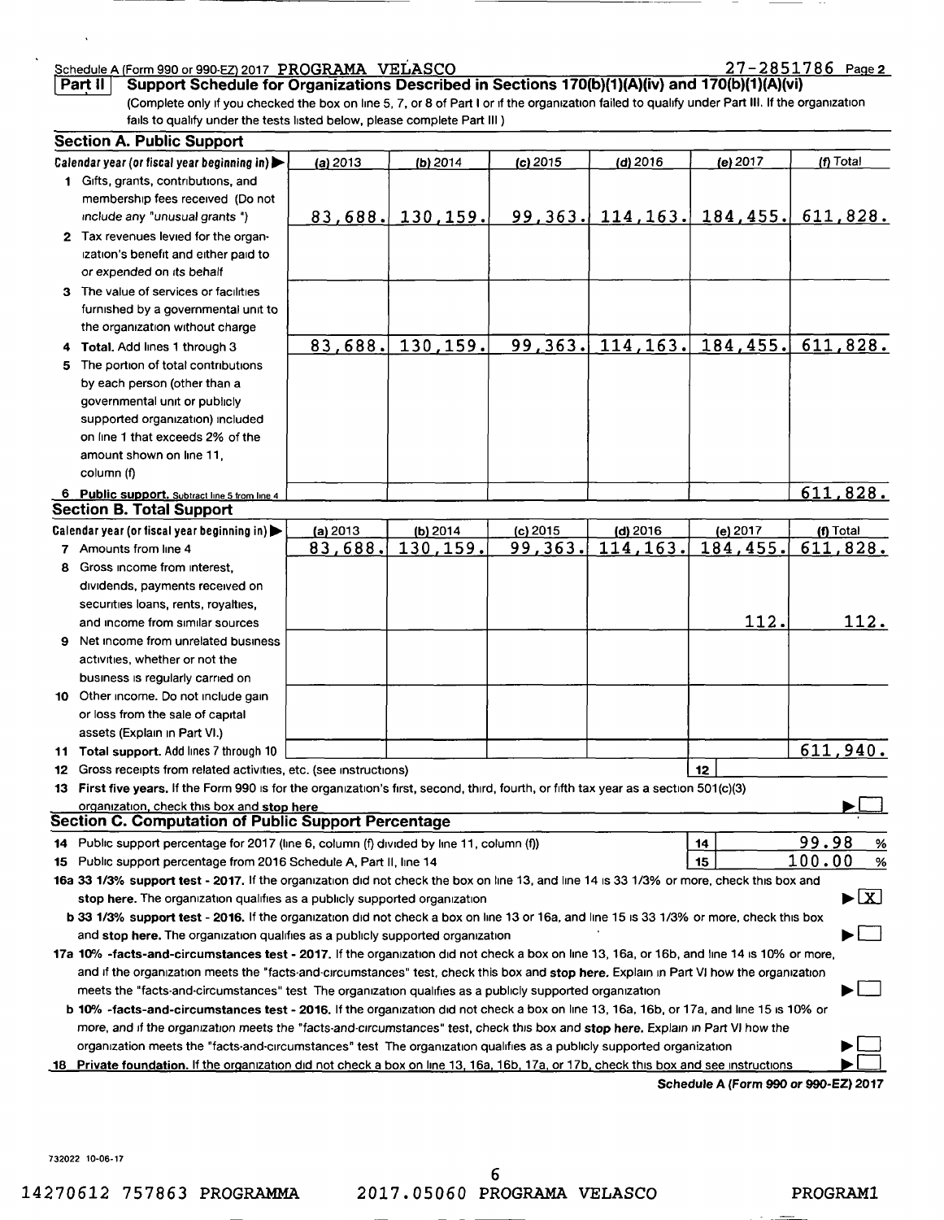Schedule A (Form 990 or 990-EZ) 2017 PROGRAMA VELASCO 27-2851786 Page 2

**Part II** **Support Schedule for Organizations Described in Sections 170(b)(1)(A)(iv) and 170(b)(1)(A)(vi)**

(Complete only if you checked the box on line 5, 7, or 8 of Part I or if the organization failed to qualify under Part III. If the organization fails to qualify under the tests listed below, please complete Part III.)

## Section A. Public Support

| Calendar year (or fiscal year beginning in) ▶ | (a) 2013 | (b) 2014 | (c) 2015 | (d) 2016 | (e) 2017 | (f) Total |
|---|---|---|---|---|---|---|
| 1 Gifts, grants, contributions, and membership fees received (Do not include any "unusual grants.") | 83,688. | 130,159. | 99,363. | 114,163. | 184,455. | 611,828. |
| 2 Tax revenues levied for the organization's benefit and either paid to or expended on its behalf | | | | | | |
| 3 The value of services or facilities furnished by a governmental unit to the organization without charge | | | | | | |
| 4 **Total.** Add lines 1 through 3 | 83,688. | 130,159. | 99,363. | 114,163. | 184,455. | 611,828. |
| 5 The portion of total contributions by each person (other than a governmental unit or publicly supported organization) included on line 1 that exceeds 2% of the amount shown on line 11, column (f) | | | | | | |
| 6 **Public support.** Subtract line 5 from line 4 | | | | | | 611,828. |

## Section B. Total Support

| Calendar year (or fiscal year beginning in) ▶ | (a) 2013 | (b) 2014 | (c) 2015 | (d) 2016 | (e) 2017 | (f) Total |
|---|---|---|---|---|---|---|
| 7 Amounts from line 4 | 83,688. | 130,159. | 99,363. | 114,163. | 184,455. | 611,828. |
| 8 Gross income from interest, dividends, payments received on securities loans, rents, royalties, and income from similar sources | | | | | 112. | 112. |
| 9 Net income from unrelated business activities, whether or not the business is regularly carried on | | | | | | |
| 10 Other income. Do not include gain or loss from the sale of capital assets (Explain in Part VI.) | | | | | | |
| 11 **Total support.** Add lines 7 through 10 | | | | | | 611,940. |

12 Gross receipts from related activities, etc. (see instructions) | 12 |

13 **First five years.** If the Form 990 is for the organization's first, second, third, fourth, or fifth tax year as a section 501(c)(3) organization, check this box and **stop here** ▶ ☐

## Section C. Computation of Public Support Percentage

14 Public support percentage for 2017 (line 6, column (f) divided by line 11, column (f)) | 14 | 99.98 %

15 Public support percentage from 2016 Schedule A, Part II, line 14 | 15 | 100.00 %

**16a 33 1/3% support test - 2017.** If the organization did not check the box on line 13, and line 14 is 33 1/3% or more, check this box and **stop here.** The organization qualifies as a publicly supported organization ▶ ☒

**b 33 1/3% support test - 2016.** If the organization did not check a box on line 13 or 16a, and line 15 is 33 1/3% or more, check this box and **stop here.** The organization qualifies as a publicly supported organization ▶ ☐

**17a 10% -facts-and-circumstances test - 2017.** If the organization did not check a box on line 13, 16a, or 16b, and line 14 is 10% or more, and if the organization meets the "facts-and-circumstances" test, check this box and **stop here.** Explain in Part VI how the organization meets the "facts-and-circumstances" test. The organization qualifies as a publicly supported organization ▶ ☐

**b 10% -facts-and-circumstances test - 2016.** If the organization did not check a box on line 13, 16a, 16b, or 17a, and line 15 is 10% or more, and if the organization meets the "facts-and-circumstances" test, check this box and **stop here.** Explain in Part VI how the organization meets the "facts-and-circumstances" test. The organization qualifies as a publicly supported organization ▶ ☐

**18 Private foundation.** If the organization did not check a box on line 13, 16a, 16b, 17a, or 17b, check this box and see instructions ▶ ☐

**Schedule A (Form 990 or 990-EZ) 2017**

732022 10-06-17

14270612 757863 PROGRAMMA 2017.05060 PROGRAMA VELASCO PROGRAM1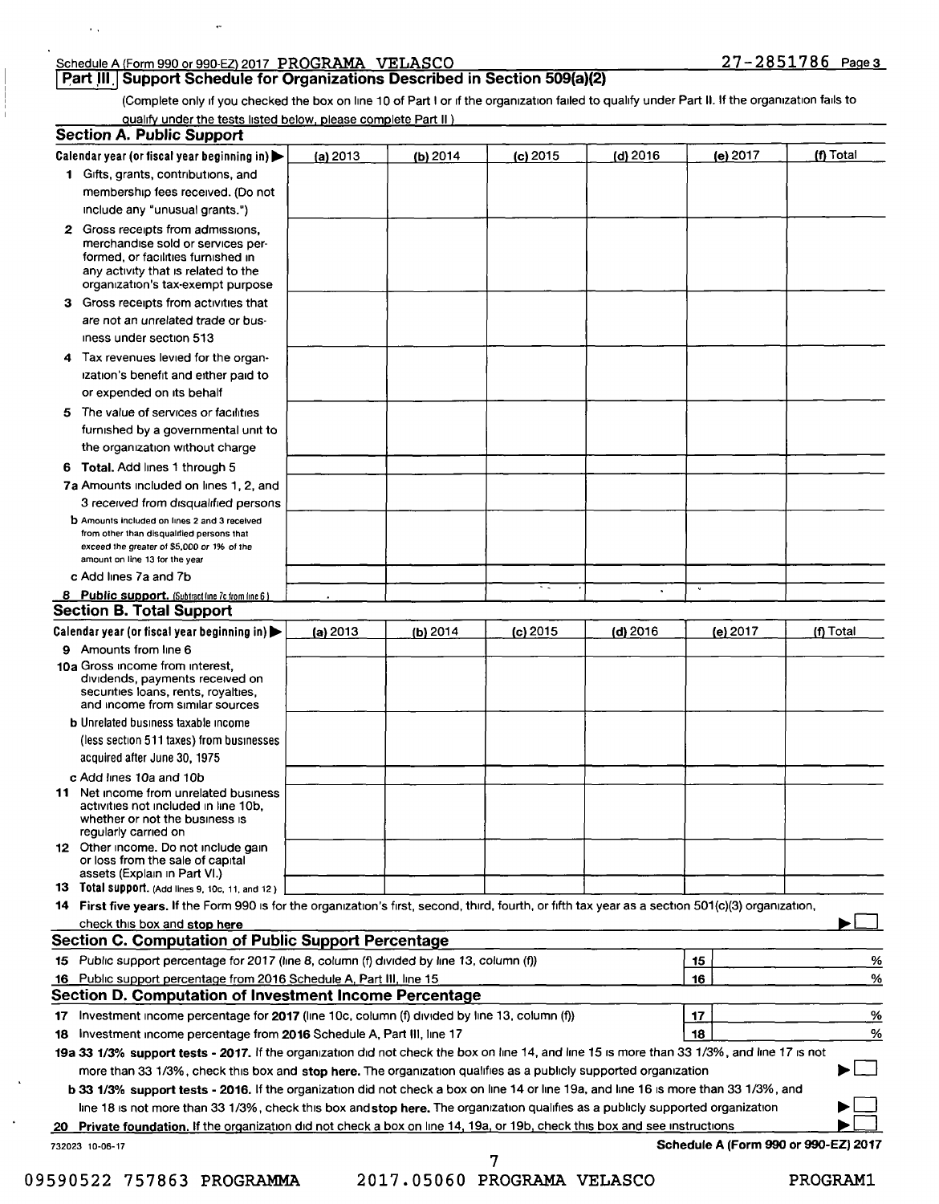Schedule A (Form 990 or 990-EZ) 2017 PROGRAMA VELASCO 27-2851786 Page 3

## Part III Support Schedule for Organizations Described in Section 509(a)(2)

(Complete only if you checked the box on line 10 of Part I or if the organization failed to qualify under Part II. If the organization fails to qualify under the tests listed below, please complete Part II.)

### Section A. Public Support

| Calendar year (or fiscal year beginning in) ▶ | (a) 2013 | (b) 2014 | (c) 2015 | (d) 2016 | (e) 2017 | (f) Total |
|---|---|---|---|---|---|---|
| 1 Gifts, grants, contributions, and membership fees received. (Do not include any "unusual grants.") | | | | | | |
| 2 Gross receipts from admissions, merchandise sold or services performed, or facilities furnished in any activity that is related to the organization's tax-exempt purpose | | | | | | |
| 3 Gross receipts from activities that are not an unrelated trade or business under section 513 | | | | | | |
| 4 Tax revenues levied for the organization's benefit and either paid to or expended on its behalf | | | | | | |
| 5 The value of services or facilities furnished by a governmental unit to the organization without charge | | | | | | |
| 6 **Total.** Add lines 1 through 5 | | | | | | |
| 7a Amounts included on lines 1, 2, and 3 received from disqualified persons | | | | | | |
| b Amounts included on lines 2 and 3 received from other than disqualified persons that exceed the greater of $5,000 or 1% of the amount on line 13 for the year | | | | | | |
| c Add lines 7a and 7b | | | | | | |
| 8 **Public support.** (Subtract line 7c from line 6.) | | | | | | |

### Section B. Total Support

| Calendar year (or fiscal year beginning in) ▶ | (a) 2013 | (b) 2014 | (c) 2015 | (d) 2016 | (e) 2017 | (f) Total |
|---|---|---|---|---|---|---|
| 9 Amounts from line 6 | | | | | | |
| 10a Gross income from interest, dividends, payments received on securities loans, rents, royalties, and income from similar sources | | | | | | |
| b Unrelated business taxable income (less section 511 taxes) from businesses acquired after June 30, 1975 | | | | | | |
| c Add lines 10a and 10b | | | | | | |
| 11 Net income from unrelated business activities not included in line 10b, whether or not the business is regularly carried on | | | | | | |
| 12 Other income. Do not include gain or loss from the sale of capital assets (Explain in Part VI.) | | | | | | |
| 13 **Total support.** (Add lines 9, 10c, 11, and 12.) | | | | | | |

14 **First five years.** If the Form 990 is for the organization's first, second, third, fourth, or fifth tax year as a section 501(c)(3) organization, check this box and **stop here** ▶ ☐

### Section C. Computation of Public Support Percentage

| | | |
|---|---|---|
| 15 Public support percentage for 2017 (line 8, column (f) divided by line 13, column (f)) | 15 | % |
| 16 Public support percentage from 2016 Schedule A, Part III, line 15 | 16 | % |

### Section D. Computation of Investment Income Percentage

| | | |
|---|---|---|
| 17 Investment income percentage for **2017** (line 10c, column (f) divided by line 13, column (f)) | 17 | % |
| 18 Investment income percentage from **2016** Schedule A, Part III, line 17 | 18 | % |

**19a 33 1/3% support tests - 2017.** If the organization did not check the box on line 14, and line 15 is more than 33 1/3%, and line 17 is not more than 33 1/3%, check this box and **stop here.** The organization qualifies as a publicly supported organization ▶ ☐

**b 33 1/3% support tests - 2016.** If the organization did not check a box on line 14 or line 19a, and line 16 is more than 33 1/3%, and line 18 is not more than 33 1/3%, check this box and **stop here.** The organization qualifies as a publicly supported organization ▶ ☐

**20 Private foundation.** If the organization did not check a box on line 14, 19a, or 19b, check this box and see instructions ▶ ☐

732023 10-06-17 **Schedule A (Form 990 or 990-EZ) 2017**

09590522 757863 PROGRAMMA 2017.05060 PROGRAMA VELASCO PROGRAM1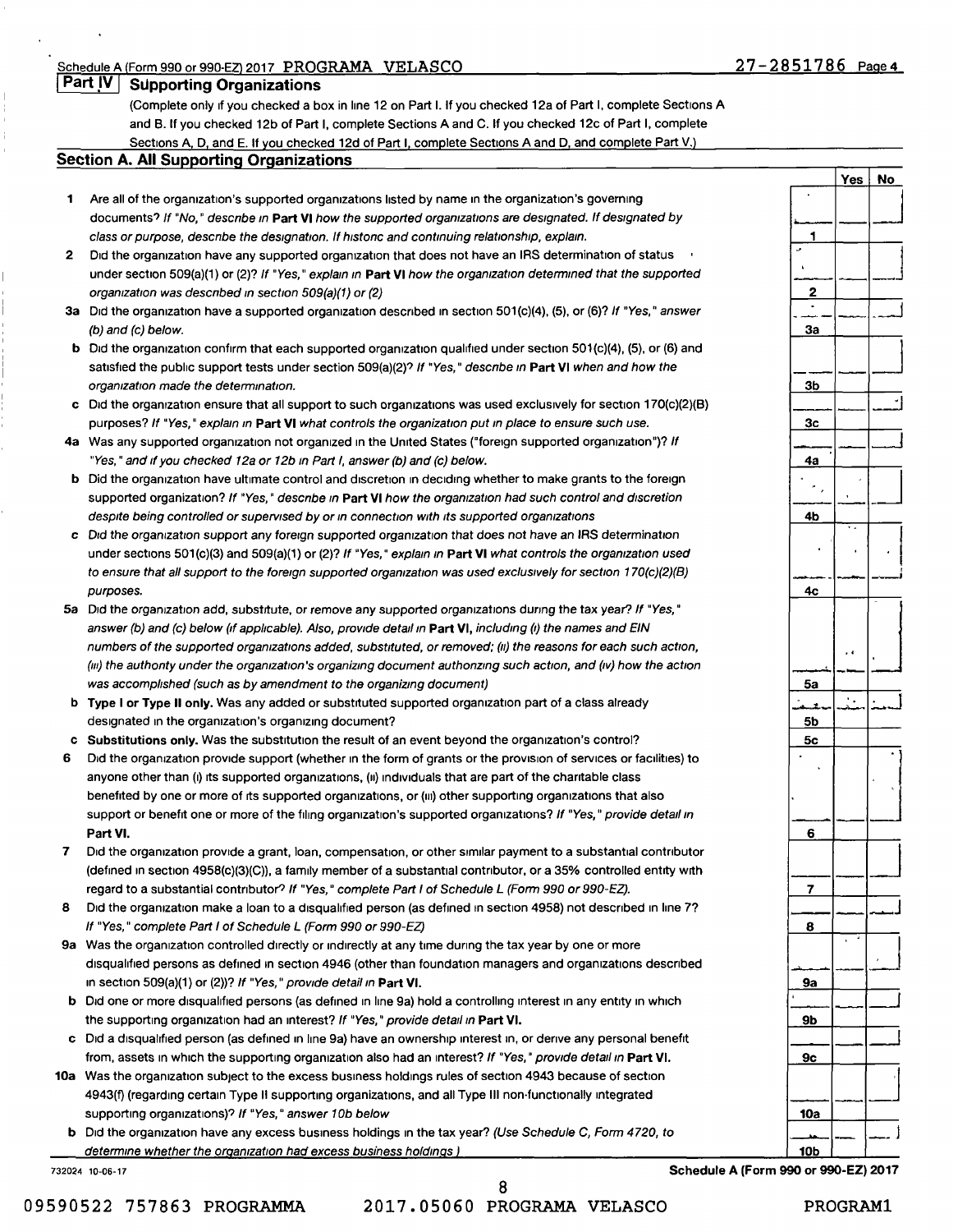Schedule A (Form 990 or 990-EZ) 2017 PROGRAMA VELASCO 27-2851786 Page 4

## Part IV Supporting Organizations

(Complete only if you checked a box in line 12 on Part I. If you checked 12a of Part I, complete Sections A and B. If you checked 12b of Part I, complete Sections A and C. If you checked 12c of Part I, complete Sections A, D, and E. If you checked 12d of Part I, complete Sections A and D, and complete Part V.)

### Section A. All Supporting Organizations

| | | Line | Yes | No |
|---|---|---|---|---|
| 1 | Are all of the organization's supported organizations listed by name in the organization's governing documents? *If "No," describe in* **Part VI** *how the supported organizations are designated. If designated by class or purpose, describe the designation. If historic and continuing relationship, explain.* | 1 | | |
| 2 | Did the organization have any supported organization that does not have an IRS determination of status under section 509(a)(1) or (2)? *If "Yes," explain in* **Part VI** *how the organization determined that the supported organization was described in section 509(a)(1) or (2)* | 2 | | |
| 3a | Did the organization have a supported organization described in section 501(c)(4), (5), or (6)? *If "Yes," answer (b) and (c) below.* | 3a | | |
| b | Did the organization confirm that each supported organization qualified under section 501(c)(4), (5), or (6) and satisfied the public support tests under section 509(a)(2)? *If "Yes," describe in* **Part VI** *when and how the organization made the determination.* | 3b | | |
| c | Did the organization ensure that all support to such organizations was used exclusively for section 170(c)(2)(B) purposes? *If "Yes," explain in* **Part VI** *what controls the organization put in place to ensure such use.* | 3c | | |
| 4a | Was any supported organization not organized in the United States ("foreign supported organization")? *If "Yes," and if you checked 12a or 12b in Part I, answer (b) and (c) below.* | 4a | | |
| b | Did the organization have ultimate control and discretion in deciding whether to make grants to the foreign supported organization? *If "Yes," describe in* **Part VI** *how the organization had such control and discretion despite being controlled or supervised by or in connection with its supported organizations* | 4b | | |
| c | Did the organization support any foreign supported organization that does not have an IRS determination under sections 501(c)(3) and 509(a)(1) or (2)? *If "Yes," explain in* **Part VI** *what controls the organization used to ensure that all support to the foreign supported organization was used exclusively for section 170(c)(2)(B) purposes.* | 4c | | |
| 5a | Did the organization add, substitute, or remove any supported organizations during the tax year? *If "Yes," answer (b) and (c) below (if applicable). Also, provide detail in* **Part VI**, *including (i) the names and EIN numbers of the supported organizations added, substituted, or removed; (ii) the reasons for each such action, (iii) the authority under the organization's organizing document authorizing such action, and (iv) how the action was accomplished (such as by amendment to the organizing document)* | 5a | | |
| b | **Type I or Type II only.** Was any added or substituted supported organization part of a class already designated in the organization's organizing document? | 5b | | |
| c | **Substitutions only.** Was the substitution the result of an event beyond the organization's control? | 5c | | |
| 6 | Did the organization provide support (whether in the form of grants or the provision of services or facilities) to anyone other than (i) its supported organizations, (ii) individuals that are part of the charitable class benefited by one or more of its supported organizations, or (iii) other supporting organizations that also support or benefit one or more of the filing organization's supported organizations? *If "Yes," provide detail in* **Part VI.** | 6 | | |
| 7 | Did the organization provide a grant, loan, compensation, or other similar payment to a substantial contributor (defined in section 4958(c)(3)(C)), a family member of a substantial contributor, or a 35% controlled entity with regard to a substantial contributor? *If "Yes," complete Part I of Schedule L (Form 990 or 990-EZ).* | 7 | | |
| 8 | Did the organization make a loan to a disqualified person (as defined in section 4958) not described in line 7? *If "Yes," complete Part I of Schedule L (Form 990 or 990-EZ)* | 8 | | |
| 9a | Was the organization controlled directly or indirectly at any time during the tax year by one or more disqualified persons as defined in section 4946 (other than foundation managers and organizations described in section 509(a)(1) or (2))? *If "Yes," provide detail in* **Part VI.** | 9a | | |
| b | Did one or more disqualified persons (as defined in line 9a) hold a controlling interest in any entity in which the supporting organization had an interest? *If "Yes," provide detail in* **Part VI.** | 9b | | |
| c | Did a disqualified person (as defined in line 9a) have an ownership interest in, or derive any personal benefit from, assets in which the supporting organization also had an interest? *If "Yes," provide detail in* **Part VI.** | 9c | | |
| 10a | Was the organization subject to the excess business holdings rules of section 4943 because of section 4943(f) (regarding certain Type II supporting organizations, and all Type III non-functionally integrated supporting organizations)? *If "Yes," answer 10b below* | 10a | | |
| b | Did the organization have any excess business holdings in the tax year? *(Use Schedule C, Form 4720, to determine whether the organization had excess business holdings.)* | 10b | | |

732024 10-06-17 **Schedule A (Form 990 or 990-EZ) 2017**

09590522 757863 PROGRAMMA 2017.05060 PROGRAMA VELASCO PROGRAM1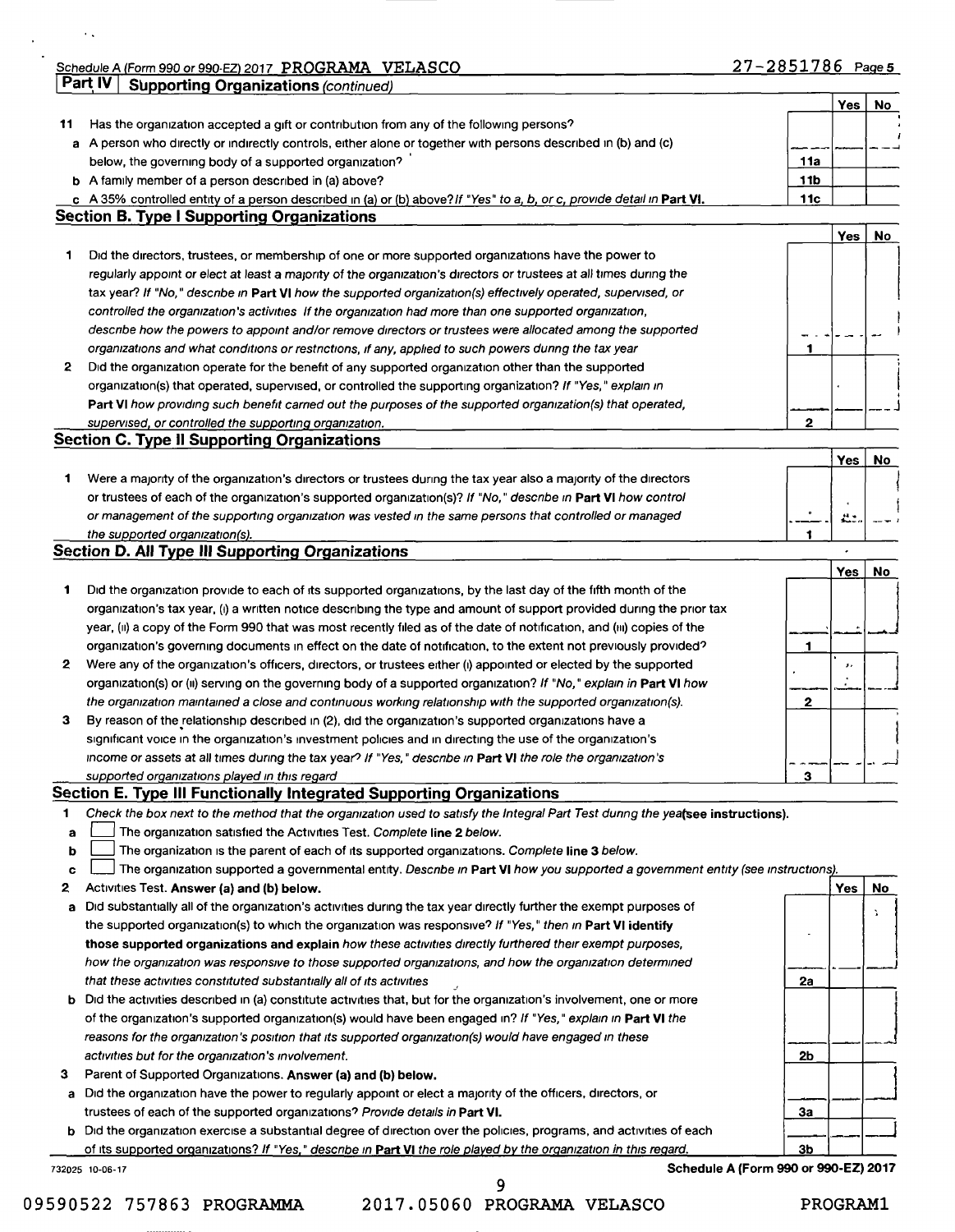Schedule A (Form 990 or 990-EZ) 2017 PROGRAMA VELASCO 27-2851786 Page 5

**Part IV Supporting Organizations** *(continued)*

| | | | Yes | No |
|---|---|---|---|---|
| 11 | Has the organization accepted a gift or contribution from any of the following persons? | | | |
| a | A person who directly or indirectly controls, either alone or together with persons described in (b) and (c) below, the governing body of a supported organization? | 11a | | |
| b | A family member of a person described in (a) above? | 11b | | |
| c | A 35% controlled entity of a person described in (a) or (b) above? *If "Yes" to a, b, or c, provide detail in* **Part VI.** | 11c | | |

### Section B. Type I Supporting Organizations

| | | | Yes | No |
|---|---|---|---|---|
| 1 | Did the directors, trustees, or membership of one or more supported organizations have the power to regularly appoint or elect at least a majority of the organization's directors or trustees at all times during the tax year? *If "No," describe in* **Part VI** *how the supported organization(s) effectively operated, supervised, or controlled the organization's activities. If the organization had more than one supported organization, describe how the powers to appoint and/or remove directors or trustees were allocated among the supported organizations and what conditions or restrictions, if any, applied to such powers during the tax year* | 1 | | |
| 2 | Did the organization operate for the benefit of any supported organization other than the supported organization(s) that operated, supervised, or controlled the supporting organization? *If "Yes," explain in* **Part VI** *how providing such benefit carried out the purposes of the supported organization(s) that operated, supervised, or controlled the supporting organization.* | 2 | | |

### Section C. Type II Supporting Organizations

| | | | Yes | No |
|---|---|---|---|---|
| 1 | Were a majority of the organization's directors or trustees during the tax year also a majority of the directors or trustees of each of the organization's supported organization(s)? *If "No," describe in* **Part VI** *how control or management of the supporting organization was vested in the same persons that controlled or managed the supported organization(s).* | 1 | | |

### Section D. All Type III Supporting Organizations

| | | | Yes | No |
|---|---|---|---|---|
| 1 | Did the organization provide to each of its supported organizations, by the last day of the fifth month of the organization's tax year, (i) a written notice describing the type and amount of support provided during the prior tax year, (ii) a copy of the Form 990 that was most recently filed as of the date of notification, and (iii) copies of the organization's governing documents in effect on the date of notification, to the extent not previously provided? | 1 | | |
| 2 | Were any of the organization's officers, directors, or trustees either (i) appointed or elected by the supported organization(s) or (ii) serving on the governing body of a supported organization? *If "No," explain in* **Part VI** *how the organization maintained a close and continuous working relationship with the supported organization(s).* | 2 | | |
| 3 | By reason of the relationship described in (2), did the organization's supported organizations have a significant voice in the organization's investment policies and in directing the use of the organization's income or assets at all times during the tax year? *If "Yes," describe in* **Part VI** *the role the organization's supported organizations played in this regard* | 3 | | |

### Section E. Type III Functionally Integrated Supporting Organizations

1 *Check the box next to the method that the organization used to satisfy the Integral Part Test during the year* **(see instructions).**

a ☐ The organization satisfied the Activities Test. *Complete* **line 2** *below.*

b ☐ The organization is the parent of each of its supported organizations. *Complete* **line 3** *below.*

c ☐ The organization supported a governmental entity. *Describe in* **Part VI** *how you supported a government entity (see instructions).*

| | | | Yes | No |
|---|---|---|---|---|
| 2 | Activities Test. **Answer (a) and (b) below.** | | | |
| a | Did substantially all of the organization's activities during the tax year directly further the exempt purposes of the supported organization(s) to which the organization was responsive? *If "Yes," then in* **Part VI identify those supported organizations and explain** *how these activities directly furthered their exempt purposes, how the organization was responsive to those supported organizations, and how the organization determined that these activities constituted substantially all of its activities* | 2a | | |
| b | Did the activities described in (a) constitute activities that, but for the organization's involvement, one or more of the organization's supported organization(s) would have been engaged in? *If "Yes," explain in* **Part VI** *the reasons for the organization's position that its supported organization(s) would have engaged in these activities but for the organization's involvement.* | 2b | | |
| 3 | Parent of Supported Organizations. **Answer (a) and (b) below.** | | | |
| a | Did the organization have the power to regularly appoint or elect a majority of the officers, directors, or trustees of each of the supported organizations? *Provide details in* **Part VI.** | 3a | | |
| b | Did the organization exercise a substantial degree of direction over the policies, programs, and activities of each of its supported organizations? *If "Yes," describe in* **Part VI** *the role played by the organization in this regard.* | 3b | | |

732025 10-06-17 **Schedule A (Form 990 or 990-EZ) 2017**

09590522 757863 PROGRAMMA 2017.05060 PROGRAMA VELASCO PROGRAM1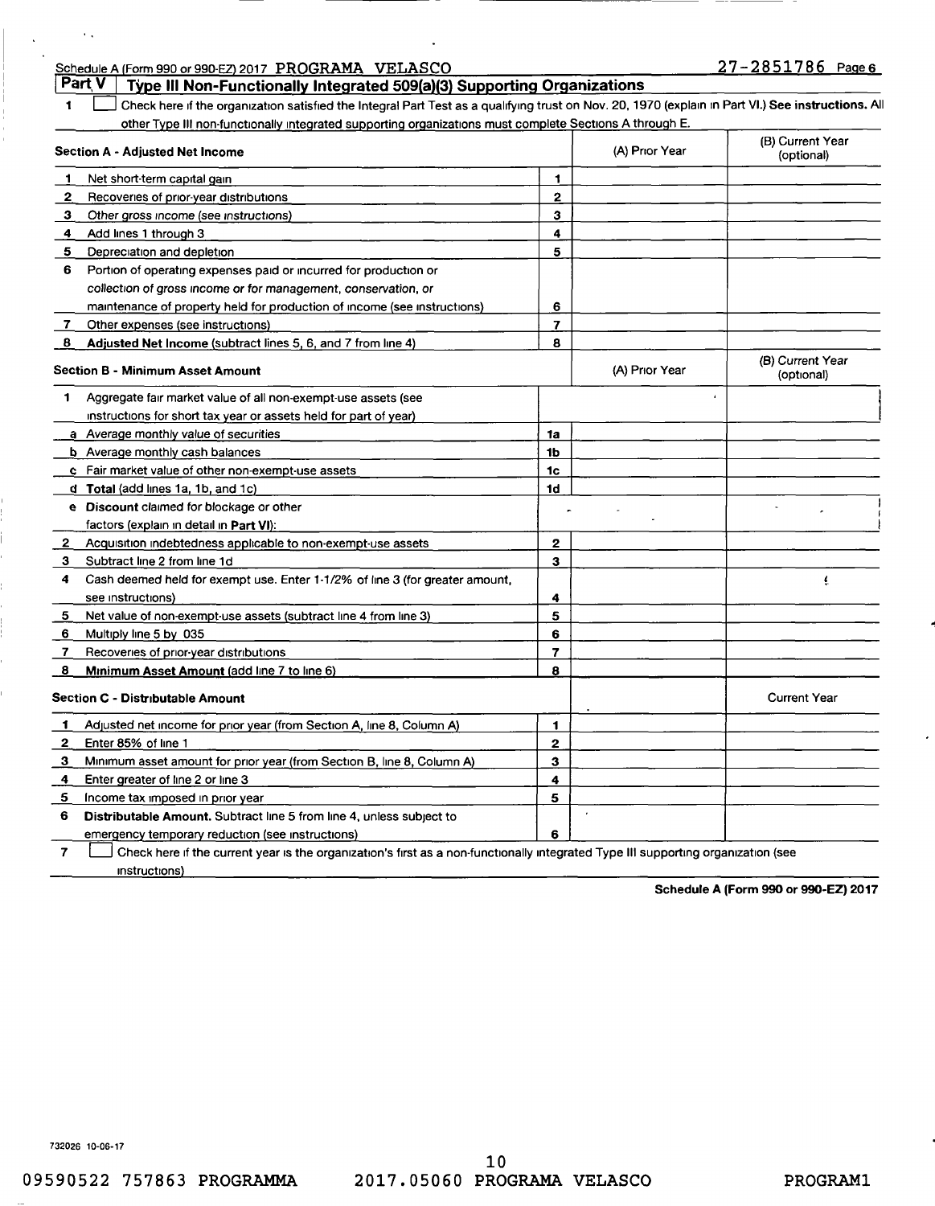Schedule A (Form 990 or 990-EZ) 2017 PROGRAMA VELASCO 27-2851786 Page 6

## Part V Type III Non-Functionally Integrated 509(a)(3) Supporting Organizations

1 ☐ Check here if the organization satisfied the Integral Part Test as a qualifying trust on Nov. 20, 1970 (explain in Part VI.) **See instructions.** All other Type III non-functionally integrated supporting organizations must complete Sections A through E.

| **Section A - Adjusted Net Income** | | (A) Prior Year | (B) Current Year (optional) |
|---|---|---|---|
| 1 Net short-term capital gain | 1 | | |
| 2 Recoveries of prior-year distributions | 2 | | |
| 3 Other gross income (see instructions) | 3 | | |
| 4 Add lines 1 through 3 | 4 | | |
| 5 Depreciation and depletion | 5 | | |
| 6 Portion of operating expenses paid or incurred for production or collection of gross income or for management, conservation, or maintenance of property held for production of income (see instructions) | 6 | | |
| 7 Other expenses (see instructions) | 7 | | |
| 8 **Adjusted Net Income** (subtract lines 5, 6, and 7 from line 4) | 8 | | |

| **Section B - Minimum Asset Amount** | | (A) Prior Year | (B) Current Year (optional) |
|---|---|---|---|
| 1 Aggregate fair market value of all non-exempt-use assets (see instructions for short tax year or assets held for part of year): | | | |
| a Average monthly value of securities | 1a | | |
| b Average monthly cash balances | 1b | | |
| c Fair market value of other non-exempt-use assets | 1c | | |
| d **Total** (add lines 1a, 1b, and 1c) | 1d | | |
| e **Discount** claimed for blockage or other factors (explain in detail in **Part VI**): | | | |
| 2 Acquisition indebtedness applicable to non-exempt-use assets | 2 | | |
| 3 Subtract line 2 from line 1d | 3 | | |
| 4 Cash deemed held for exempt use. Enter 1-1/2% of line 3 (for greater amount, see instructions) | 4 | | |
| 5 Net value of non-exempt-use assets (subtract line 4 from line 3) | 5 | | |
| 6 Multiply line 5 by .035 | 6 | | |
| 7 Recoveries of prior-year distributions | 7 | | |
| 8 **Minimum Asset Amount** (add line 7 to line 6) | 8 | | |

| **Section C - Distributable Amount** | | | Current Year |
|---|---|---|---|
| 1 Adjusted net income for prior year (from Section A, line 8, Column A) | 1 | | |
| 2 Enter 85% of line 1 | 2 | | |
| 3 Minimum asset amount for prior year (from Section B, line 8, Column A) | 3 | | |
| 4 Enter greater of line 2 or line 3 | 4 | | |
| 5 Income tax imposed in prior year | 5 | | |
| 6 **Distributable Amount.** Subtract line 5 from line 4, unless subject to emergency temporary reduction (see instructions) | 6 | | |

7 ☐ Check here if the current year is the organization's first as a non-functionally integrated Type III supporting organization (see instructions)

**Schedule A (Form 990 or 990-EZ) 2017**

732026 10-06-17

09590522 757863 PROGRAMMA 2017.05060 PROGRAMA VELASCO PROGRAM1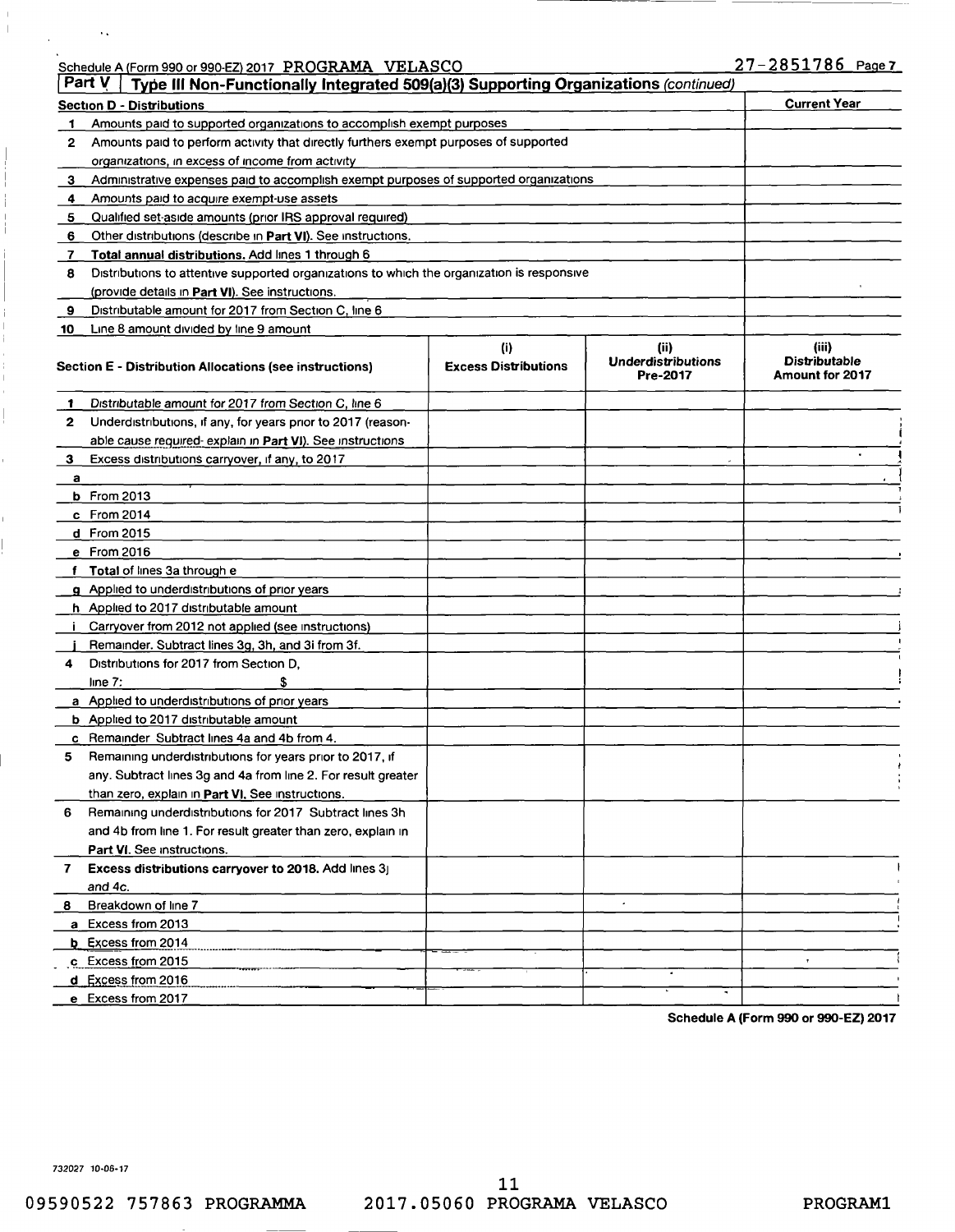Schedule A (Form 990 or 990-EZ) 2017 PROGRAMA VELASCO 27-2851786 Page 7

**Part V | Type III Non-Functionally Integrated 509(a)(3) Supporting Organizations** *(continued)*

| **Section D - Distributions** | **Current Year** |
|---|---|
| 1 Amounts paid to supported organizations to accomplish exempt purposes | |
| 2 Amounts paid to perform activity that directly furthers exempt purposes of supported organizations, in excess of income from activity | |
| 3 Administrative expenses paid to accomplish exempt purposes of supported organizations | |
| 4 Amounts paid to acquire exempt-use assets | |
| 5 Qualified set-aside amounts (prior IRS approval required) | |
| 6 Other distributions (describe in **Part VI**). See instructions. | |
| 7 **Total annual distributions.** Add lines 1 through 6 | |
| 8 Distributions to attentive supported organizations to which the organization is responsive (provide details in **Part VI**). See instructions. | |
| 9 Distributable amount for 2017 from Section C, line 6 | |
| 10 Line 8 amount divided by line 9 amount | |

| **Section E - Distribution Allocations (see instructions)** | **(i) Excess Distributions** | **(ii) Underdistributions Pre-2017** | **(iii) Distributable Amount for 2017** |
|---|---|---|---|
| 1 Distributable amount for 2017 from Section C, line 6 | | | |
| 2 Underdistributions, if any, for years prior to 2017 (reasonable cause required- explain in **Part VI**). See instructions | | | |
| 3 Excess distributions carryover, if any, to 2017 | | | |
| a | | | |
| b From 2013 | | | |
| c From 2014 | | | |
| d From 2015 | | | |
| e From 2016 | | | |
| f **Total** of lines 3a through e | | | |
| g Applied to underdistributions of prior years | | | |
| h Applied to 2017 distributable amount | | | |
| i Carryover from 2012 not applied (see instructions) | | | |
| j Remainder. Subtract lines 3g, 3h, and 3i from 3f. | | | |
| 4 Distributions for 2017 from Section D, line 7: $ | | | |
| a Applied to underdistributions of prior years | | | |
| b Applied to 2017 distributable amount | | | |
| c Remainder Subtract lines 4a and 4b from 4. | | | |
| 5 Remaining underdistributions for years prior to 2017, if any. Subtract lines 3g and 4a from line 2. For result greater than zero, explain in **Part VI**. See instructions. | | | |
| 6 Remaining underdistributions for 2017 Subtract lines 3h and 4b from line 1. For result greater than zero, explain in **Part VI**. See instructions. | | | |
| 7 **Excess distributions carryover to 2018.** Add lines 3j and 4c. | | | |
| 8 Breakdown of line 7 | | | |
| a Excess from 2013 | | | |
| b Excess from 2014 | | | |
| c Excess from 2015 | | | |
| d Excess from 2016 | | | |
| e Excess from 2017 | | | |

**Schedule A (Form 990 or 990-EZ) 2017**

732027 10-06-17

09590522 757863 PROGRAMMA 2017.05060 PROGRAMA VELASCO PROGRAM1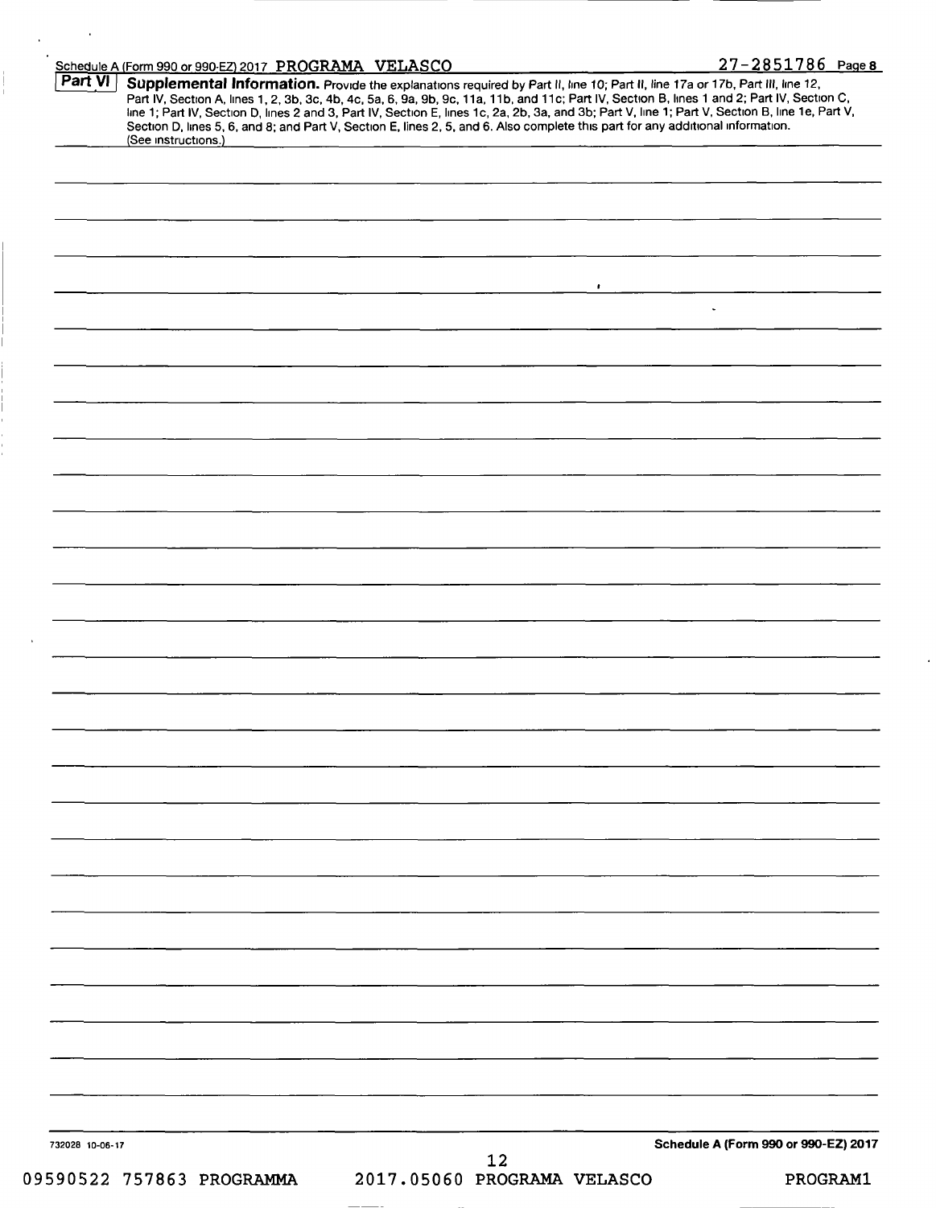Schedule A (Form 990 or 990-EZ) 2017 PROGRAMA VELASCO 27-2851786 Page 8

**Part VI** **Supplemental Information.** Provide the explanations required by Part II, line 10; Part II, line 17a or 17b, Part III, line 12, Part IV, Section A, lines 1, 2, 3b, 3c, 4b, 4c, 5a, 6, 9a, 9b, 9c, 11a, 11b, and 11c; Part IV, Section B, lines 1 and 2; Part IV, Section C, line 1; Part IV, Section D, lines 2 and 3, Part IV, Section E, lines 1c, 2a, 2b, 3a, and 3b; Part V, line 1; Part V, Section B, line 1e, Part V, Section D, lines 5, 6, and 8; and Part V, Section E, lines 2, 5, and 6. Also complete this part for any additional information. (See instructions.)

732028 10-06-17

Schedule A (Form 990 or 990-EZ) 2017

09590522 757863 PROGRAMMA 2017.05060 PROGRAMA VELASCO PROGRAM1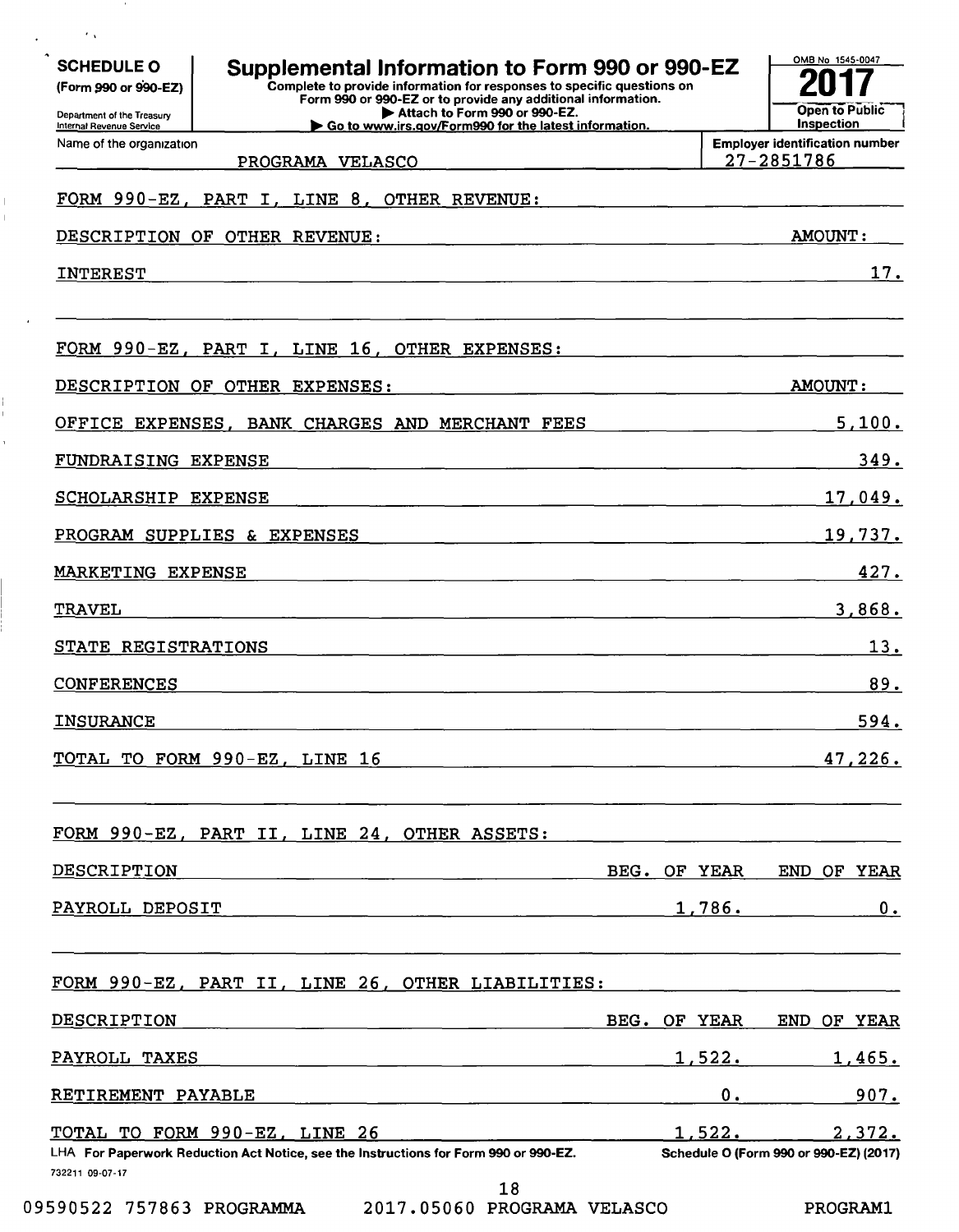**SCHEDULE O**
**(Form 990 or 990-EZ)**

Department of the Treasury
Internal Revenue Service

# Supplemental Information to Form 990 or 990-EZ

**Complete to provide information for responses to specific questions on Form 990 or 990-EZ or to provide any additional information.**
**▶ Attach to Form 990 or 990-EZ.**
**▶ Go to www.irs.gov/Form990 for the latest information.**

OMB No 1545-0047

**2017**

**Open to Public Inspection**

Name of the organization: PROGRAMA VELASCO

Employer identification number: 27-2851786

FORM 990-EZ, PART I, LINE 8, OTHER REVENUE:

| DESCRIPTION OF OTHER REVENUE: | AMOUNT: |
|---|---|
| INTEREST | 17. |

FORM 990-EZ, PART I, LINE 16, OTHER EXPENSES:

| DESCRIPTION OF OTHER EXPENSES: | AMOUNT: |
|---|---|
| OFFICE EXPENSES, BANK CHARGES AND MERCHANT FEES | 5,100. |
| FUNDRAISING EXPENSE | 349. |
| SCHOLARSHIP EXPENSE | 17,049. |
| PROGRAM SUPPLIES & EXPENSES | 19,737. |
| MARKETING EXPENSE | 427. |
| TRAVEL | 3,868. |
| STATE REGISTRATIONS | 13. |
| CONFERENCES | 89. |
| INSURANCE | 594. |
| TOTAL TO FORM 990-EZ, LINE 16 | 47,226. |

FORM 990-EZ, PART II, LINE 24, OTHER ASSETS:

| DESCRIPTION | BEG. OF YEAR | END OF YEAR |
|---|---|---|
| PAYROLL DEPOSIT | 1,786. | 0. |

FORM 990-EZ, PART II, LINE 26, OTHER LIABILITIES:

| DESCRIPTION | BEG. OF YEAR | END OF YEAR |
|---|---|---|
| PAYROLL TAXES | 1,522. | 1,465. |
| RETIREMENT PAYABLE | 0. | 907. |
| TOTAL TO FORM 990-EZ, LINE 26 | 1,522. | 2,372. |

LHA For Paperwork Reduction Act Notice, see the Instructions for Form 990 or 990-EZ. Schedule O (Form 990 or 990-EZ) (2017)

732211 09-07-17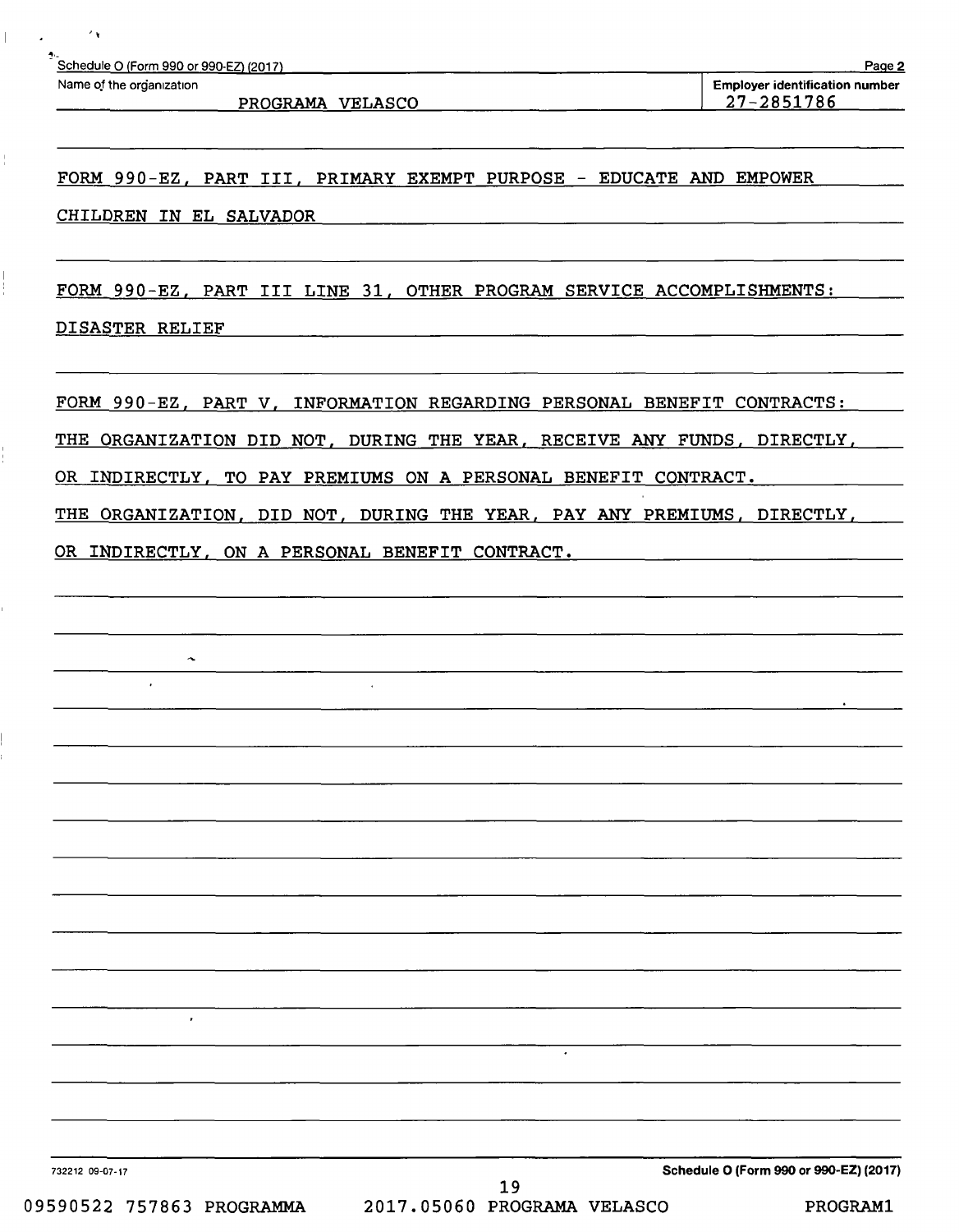Schedule O (Form 990 or 990-EZ) (2017) Page 2

Name of the organization: PROGRAMA VELASCO

Employer identification number: 27-2851786

FORM 990-EZ, PART III, PRIMARY EXEMPT PURPOSE - EDUCATE AND EMPOWER CHILDREN IN EL SALVADOR

FORM 990-EZ, PART III LINE 31, OTHER PROGRAM SERVICE ACCOMPLISHMENTS: DISASTER RELIEF

FORM 990-EZ, PART V, INFORMATION REGARDING PERSONAL BENEFIT CONTRACTS: THE ORGANIZATION DID NOT, DURING THE YEAR, RECEIVE ANY FUNDS, DIRECTLY, OR INDIRECTLY, TO PAY PREMIUMS ON A PERSONAL BENEFIT CONTRACT. THE ORGANIZATION, DID NOT, DURING THE YEAR, PAY ANY PREMIUMS, DIRECTLY, OR INDIRECTLY, ON A PERSONAL BENEFIT CONTRACT.

732212 09-07-17

Schedule O (Form 990 or 990-EZ) (2017)